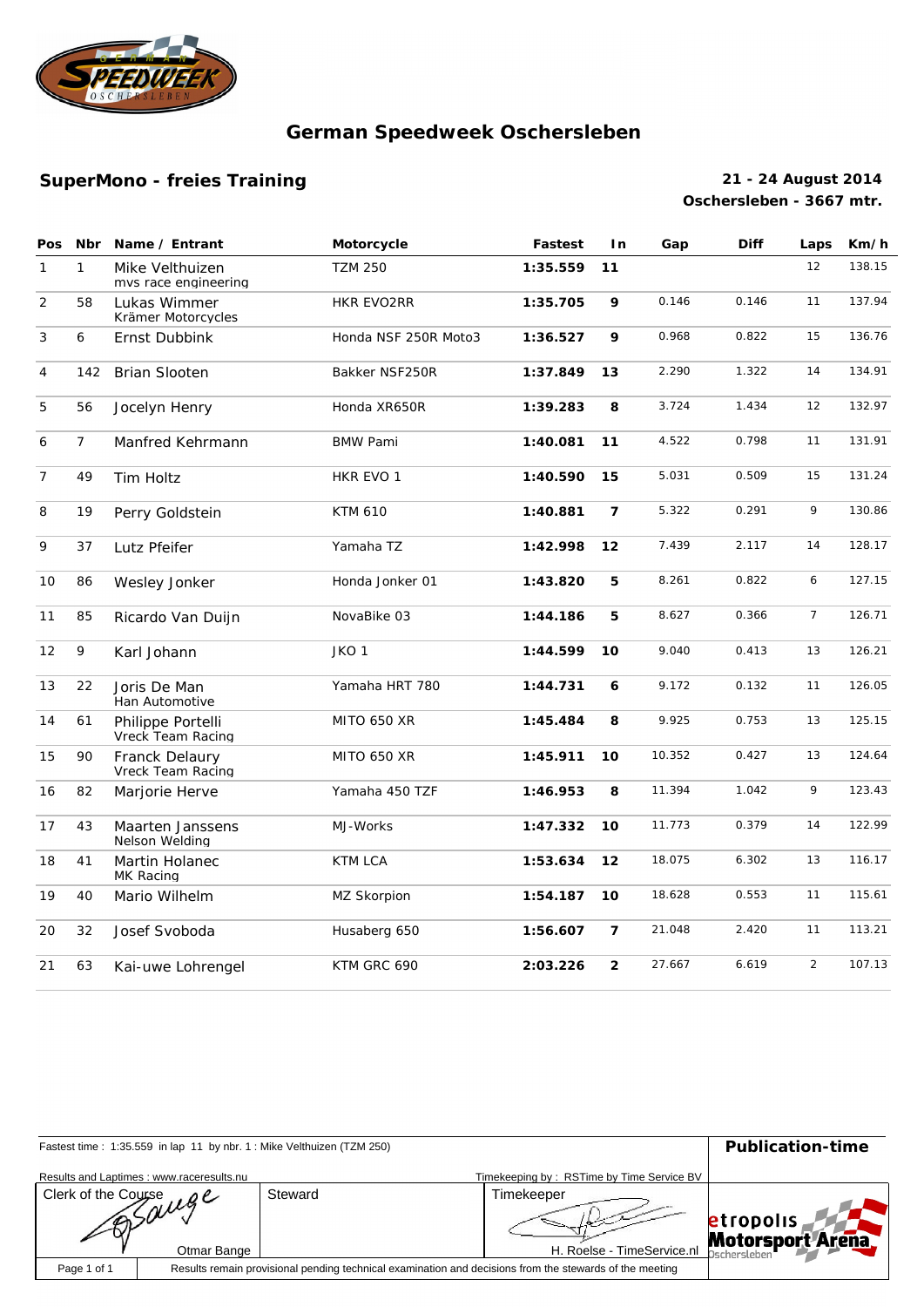# German Speedweek Oschersleben

## SuperMono - freies Training

**21 - 24 August 2014**
**Oschersleben - 3667 mtr.**

| Pos | Nbr | Name / Entrant | Motorcycle | Fastest | In | Gap | Diff | Laps | Km/h |
|---|---|---|---|---|---|---|---|---|---|
| 1 | 1 | Mike Velthuizen<br>mvs race engineering | TZM 250 | **1:35.559** | **11** | | | 12 | 138.15 |
| 2 | 58 | Lukas Wimmer<br>Krämer Motorcycles | HKR EVO2RR | **1:35.705** | **9** | 0.146 | 0.146 | 11 | 137.94 |
| 3 | 6 | Ernst Dubbink | Honda NSF 250R Moto3 | **1:36.527** | **9** | 0.968 | 0.822 | 15 | 136.76 |
| 4 | 142 | Brian Slooten | Bakker NSF250R | **1:37.849** | **13** | 2.290 | 1.322 | 14 | 134.91 |
| 5 | 56 | Jocelyn Henry | Honda XR650R | **1:39.283** | **8** | 3.724 | 1.434 | 12 | 132.97 |
| 6 | 7 | Manfred Kehrmann | BMW Pami | **1:40.081** | **11** | 4.522 | 0.798 | 11 | 131.91 |
| 7 | 49 | Tim Holtz | HKR EVO 1 | **1:40.590** | **15** | 5.031 | 0.509 | 15 | 131.24 |
| 8 | 19 | Perry Goldstein | KTM 610 | **1:40.881** | **7** | 5.322 | 0.291 | 9 | 130.86 |
| 9 | 37 | Lutz Pfeifer | Yamaha TZ | **1:42.998** | **12** | 7.439 | 2.117 | 14 | 128.17 |
| 10 | 86 | Wesley Jonker | Honda Jonker 01 | **1:43.820** | **5** | 8.261 | 0.822 | 6 | 127.15 |
| 11 | 85 | Ricardo Van Duijn | NovaBike 03 | **1:44.186** | **5** | 8.627 | 0.366 | 7 | 126.71 |
| 12 | 9 | Karl Johann | JKO 1 | **1:44.599** | **10** | 9.040 | 0.413 | 13 | 126.21 |
| 13 | 22 | Joris De Man<br>Han Automotive | Yamaha HRT 780 | **1:44.731** | **6** | 9.172 | 0.132 | 11 | 126.05 |
| 14 | 61 | Philippe Portelli<br>Vreck Team Racing | MITO 650 XR | **1:45.484** | **8** | 9.925 | 0.753 | 13 | 125.15 |
| 15 | 90 | Franck Delaury<br>Vreck Team Racing | MITO 650 XR | **1:45.911** | **10** | 10.352 | 0.427 | 13 | 124.64 |
| 16 | 82 | Marjorie Herve | Yamaha 450 TZF | **1:46.953** | **8** | 11.394 | 1.042 | 9 | 123.43 |
| 17 | 43 | Maarten Janssens<br>Nelson Welding | MJ-Works | **1:47.332** | **10** | 11.773 | 0.379 | 14 | 122.99 |
| 18 | 41 | Martin Holanec<br>MK Racing | KTM LCA | **1:53.634** | **12** | 18.075 | 6.302 | 13 | 116.17 |
| 19 | 40 | Mario Wilhelm | MZ Skorpion | **1:54.187** | **10** | 18.628 | 0.553 | 11 | 115.61 |
| 20 | 32 | Josef Svoboda | Husaberg 650 | **1:56.607** | **7** | 21.048 | 2.420 | 11 | 113.21 |
| 21 | 63 | Kai-uwe Lohrengel | KTM GRC 690 | **2:03.226** | **2** | 27.667 | 6.619 | 2 | 107.13 |

Fastest time : 1:35.559 in lap 11 by nbr. 1 : Mike Velthuizen (TZM 250)

**Publication-time**

Results and Laptimes : www.raceresults.nu

Timekeeping by : RSTime by Time Service BV

| Clerk of the Course | Steward | Timekeeper |
|---|---|---|
| Otmar Bange | | H. Roelse - TimeService.nl |

Results remain provisional pending technical examination and decisions from the stewards of the meeting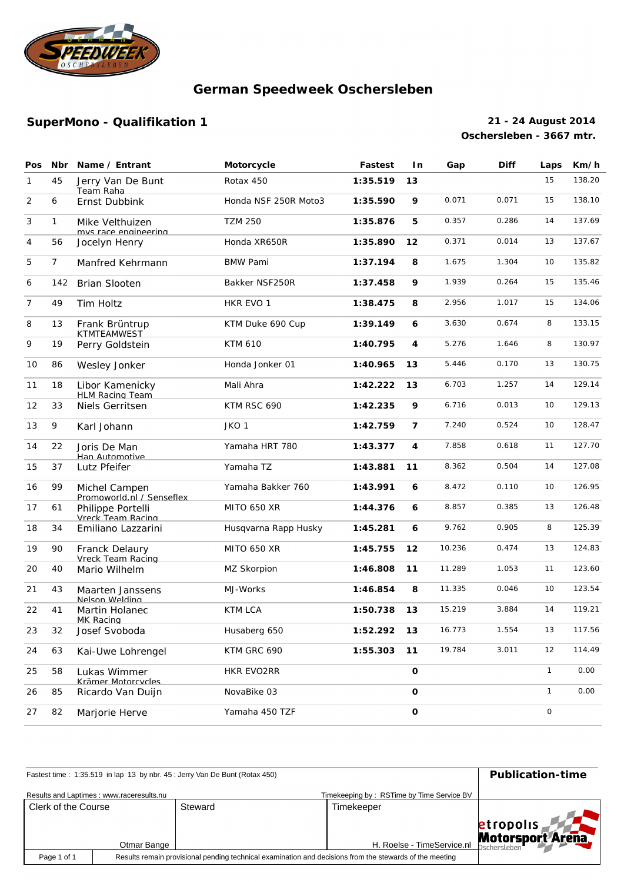# German Speedweek Oschersleben

## SuperMono - Qualifikation 1

**21 - 24 August 2014**
**Oschersleben - 3667 mtr.**

| Pos | Nbr | Name / Entrant | Motorcycle | Fastest | In | Gap | Diff | Laps | Km/h |
|---|---|---|---|---|---|---|---|---|---|
| 1 | 45 | Jerry Van De Bunt<br>Team Raha | Rotax 450 | **1:35.519** | **13** | | | 15 | 138.20 |
| 2 | 6 | Ernst Dubbink | Honda NSF 250R Moto3 | **1:35.590** | **9** | 0.071 | 0.071 | 15 | 138.10 |
| 3 | 1 | Mike Velthuizen<br>mvs race engineering | TZM 250 | **1:35.876** | **5** | 0.357 | 0.286 | 14 | 137.69 |
| 4 | 56 | Jocelyn Henry | Honda XR650R | **1:35.890** | **12** | 0.371 | 0.014 | 13 | 137.67 |
| 5 | 7 | Manfred Kehrmann | BMW Pami | **1:37.194** | **8** | 1.675 | 1.304 | 10 | 135.82 |
| 6 | 142 | Brian Slooten | Bakker NSF250R | **1:37.458** | **9** | 1.939 | 0.264 | 15 | 135.46 |
| 7 | 49 | Tim Holtz | HKR EVO 1 | **1:38.475** | **8** | 2.956 | 1.017 | 15 | 134.06 |
| 8 | 13 | Frank Brüntrup<br>KTMTEAMWEST | KTM Duke 690 Cup | **1:39.149** | **6** | 3.630 | 0.674 | 8 | 133.15 |
| 9 | 19 | Perry Goldstein | KTM 610 | **1:40.795** | **4** | 5.276 | 1.646 | 8 | 130.97 |
| 10 | 86 | Wesley Jonker | Honda Jonker 01 | **1:40.965** | **13** | 5.446 | 0.170 | 13 | 130.75 |
| 11 | 18 | Libor Kamenicky<br>HLM Racing Team | Mali Ahra | **1:42.222** | **13** | 6.703 | 1.257 | 14 | 129.14 |
| 12 | 33 | Niels Gerritsen | KTM RSC 690 | **1:42.235** | **9** | 6.716 | 0.013 | 10 | 129.13 |
| 13 | 9 | Karl Johann | JKO 1 | **1:42.759** | **7** | 7.240 | 0.524 | 10 | 128.47 |
| 14 | 22 | Joris De Man<br>Han Automotive | Yamaha HRT 780 | **1:43.377** | **4** | 7.858 | 0.618 | 11 | 127.70 |
| 15 | 37 | Lutz Pfeifer | Yamaha TZ | **1:43.881** | **11** | 8.362 | 0.504 | 14 | 127.08 |
| 16 | 99 | Michel Campen<br>Promoworld.nl / Senseflex | Yamaha Bakker 760 | **1:43.991** | **6** | 8.472 | 0.110 | 10 | 126.95 |
| 17 | 61 | Philippe Portelli<br>Vreck Team Racing | MITO 650 XR | **1:44.376** | **6** | 8.857 | 0.385 | 13 | 126.48 |
| 18 | 34 | Emiliano Lazzarini | Husqvarna Rapp Husky | **1:45.281** | **6** | 9.762 | 0.905 | 8 | 125.39 |
| 19 | 90 | Franck Delaury<br>Vreck Team Racing | MITO 650 XR | **1:45.755** | **12** | 10.236 | 0.474 | 13 | 124.83 |
| 20 | 40 | Mario Wilhelm | MZ Skorpion | **1:46.808** | **11** | 11.289 | 1.053 | 11 | 123.60 |
| 21 | 43 | Maarten Janssens<br>Nelson Welding | MJ-Works | **1:46.854** | **8** | 11.335 | 0.046 | 10 | 123.54 |
| 22 | 41 | Martin Holanec<br>MK Racing | KTM LCA | **1:50.738** | **13** | 15.219 | 3.884 | 14 | 119.21 |
| 23 | 32 | Josef Svoboda | Husaberg 650 | **1:52.292** | **13** | 16.773 | 1.554 | 13 | 117.56 |
| 24 | 63 | Kai-Uwe Lohrengel | KTM GRC 690 | **1:55.303** | **11** | 19.784 | 3.011 | 12 | 114.49 |
| 25 | 58 | Lukas Wimmer<br>Krämer Motorcycles | HKR EVO2RR | | **0** | | | 1 | 0.00 |
| 26 | 85 | Ricardo Van Duijn | NovaBike 03 | | **0** | | | 1 | 0.00 |
| 27 | 82 | Marjorie Herve | Yamaha 450 TZF | | **0** | | | 0 | |

Fastest time : 1:35.519 in lap 13 by nbr. 45 : Jerry Van De Bunt (Rotax 450)

**Publication-time**

Results and Laptimes : www.raceresults.nu

Timekeeping by : RSTime by Time Service BV

| Clerk of the Course | Steward | Timekeeper |
|---|---|---|
| Otmar Bange | | H. Roelse - TimeService.nl |

Results remain provisional pending technical examination and decisions from the stewards of the meeting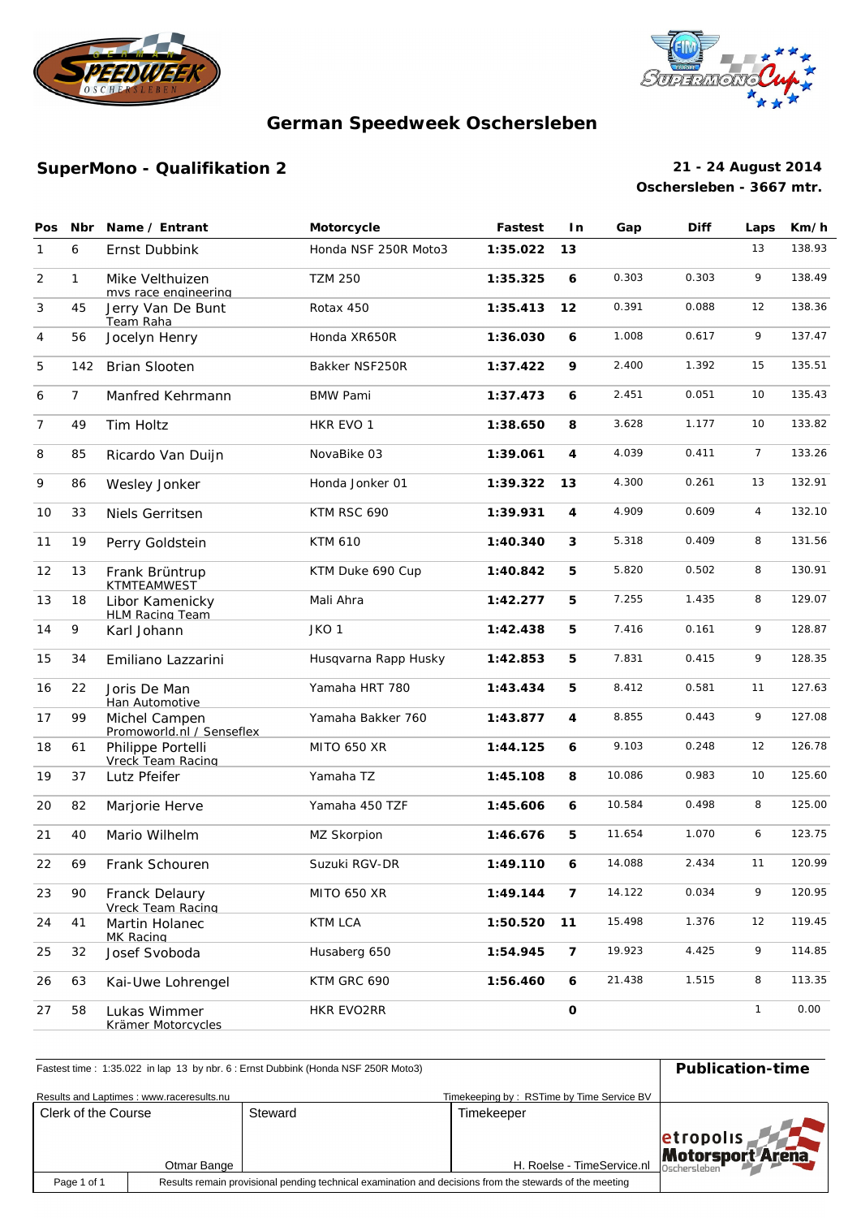# German Speedweek Oschersleben

## SuperMono - Qualifikation 2

**21 - 24 August 2014**
**Oschersleben - 3667 mtr.**

| Pos | Nbr | Name / Entrant | Motorcycle | Fastest | In | Gap | Diff | Laps | Km/h |
|---|---|---|---|---|---|---|---|---|---|
| 1 | 6 | Ernst Dubbink | Honda NSF 250R Moto3 | **1:35.022** | **13** | | | 13 | 138.93 |
| 2 | 1 | Mike Velthuizen<br>mvs race engineering | TZM 250 | **1:35.325** | **6** | 0.303 | 0.303 | 9 | 138.49 |
| 3 | 45 | Jerry Van De Bunt<br>Team Raha | Rotax 450 | **1:35.413** | **12** | 0.391 | 0.088 | 12 | 138.36 |
| 4 | 56 | Jocelyn Henry | Honda XR650R | **1:36.030** | **6** | 1.008 | 0.617 | 9 | 137.47 |
| 5 | 142 | Brian Slooten | Bakker NSF250R | **1:37.422** | **9** | 2.400 | 1.392 | 15 | 135.51 |
| 6 | 7 | Manfred Kehrmann | BMW Pami | **1:37.473** | **6** | 2.451 | 0.051 | 10 | 135.43 |
| 7 | 49 | Tim Holtz | HKR EVO 1 | **1:38.650** | **8** | 3.628 | 1.177 | 10 | 133.82 |
| 8 | 85 | Ricardo Van Duijn | NovaBike 03 | **1:39.061** | **4** | 4.039 | 0.411 | 7 | 133.26 |
| 9 | 86 | Wesley Jonker | Honda Jonker 01 | **1:39.322** | **13** | 4.300 | 0.261 | 13 | 132.91 |
| 10 | 33 | Niels Gerritsen | KTM RSC 690 | **1:39.931** | **4** | 4.909 | 0.609 | 4 | 132.10 |
| 11 | 19 | Perry Goldstein | KTM 610 | **1:40.340** | **3** | 5.318 | 0.409 | 8 | 131.56 |
| 12 | 13 | Frank Brüntrup<br>KTMTEAMWEST | KTM Duke 690 Cup | **1:40.842** | **5** | 5.820 | 0.502 | 8 | 130.91 |
| 13 | 18 | Libor Kamenicky<br>HLM Racing Team | Mali Ahra | **1:42.277** | **5** | 7.255 | 1.435 | 8 | 129.07 |
| 14 | 9 | Karl Johann | JKO 1 | **1:42.438** | **5** | 7.416 | 0.161 | 9 | 128.87 |
| 15 | 34 | Emiliano Lazzarini | Husqvarna Rapp Husky | **1:42.853** | **5** | 7.831 | 0.415 | 9 | 128.35 |
| 16 | 22 | Joris De Man<br>Han Automotive | Yamaha HRT 780 | **1:43.434** | **5** | 8.412 | 0.581 | 11 | 127.63 |
| 17 | 99 | Michel Campen<br>Promoworld.nl / Senseflex | Yamaha Bakker 760 | **1:43.877** | **4** | 8.855 | 0.443 | 9 | 127.08 |
| 18 | 61 | Philippe Portelli<br>Vreck Team Racing | MITO 650 XR | **1:44.125** | **6** | 9.103 | 0.248 | 12 | 126.78 |
| 19 | 37 | Lutz Pfeifer | Yamaha TZ | **1:45.108** | **8** | 10.086 | 0.983 | 10 | 125.60 |
| 20 | 82 | Marjorie Herve | Yamaha 450 TZF | **1:45.606** | **6** | 10.584 | 0.498 | 8 | 125.00 |
| 21 | 40 | Mario Wilhelm | MZ Skorpion | **1:46.676** | **5** | 11.654 | 1.070 | 6 | 123.75 |
| 22 | 69 | Frank Schouren | Suzuki RGV-DR | **1:49.110** | **6** | 14.088 | 2.434 | 11 | 120.99 |
| 23 | 90 | Franck Delaury<br>Vreck Team Racing | MITO 650 XR | **1:49.144** | **7** | 14.122 | 0.034 | 9 | 120.95 |
| 24 | 41 | Martin Holanec<br>MK Racing | KTM LCA | **1:50.520** | **11** | 15.498 | 1.376 | 12 | 119.45 |
| 25 | 32 | Josef Svoboda | Husaberg 650 | **1:54.945** | **7** | 19.923 | 4.425 | 9 | 114.85 |
| 26 | 63 | Kai-Uwe Lohrengel | KTM GRC 690 | **1:56.460** | **6** | 21.438 | 1.515 | 8 | 113.35 |
| 27 | 58 | Lukas Wimmer<br>Krämer Motorcycles | HKR EVO2RR | | **0** | | | 1 | 0.00 |

Fastest time : 1:35.022 in lap 13 by nbr. 6 : Ernst Dubbink (Honda NSF 250R Moto3)

**Publication-time**

Results and Laptimes : www.raceresults.nu

Timekeeping by : RSTime by Time Service BV

| Clerk of the Course | Steward | Timekeeper |
|---|---|---|
| Otmar Bange | | H. Roelse - TimeService.nl |

Results remain provisional pending technical examination and decisions from the stewards of the meeting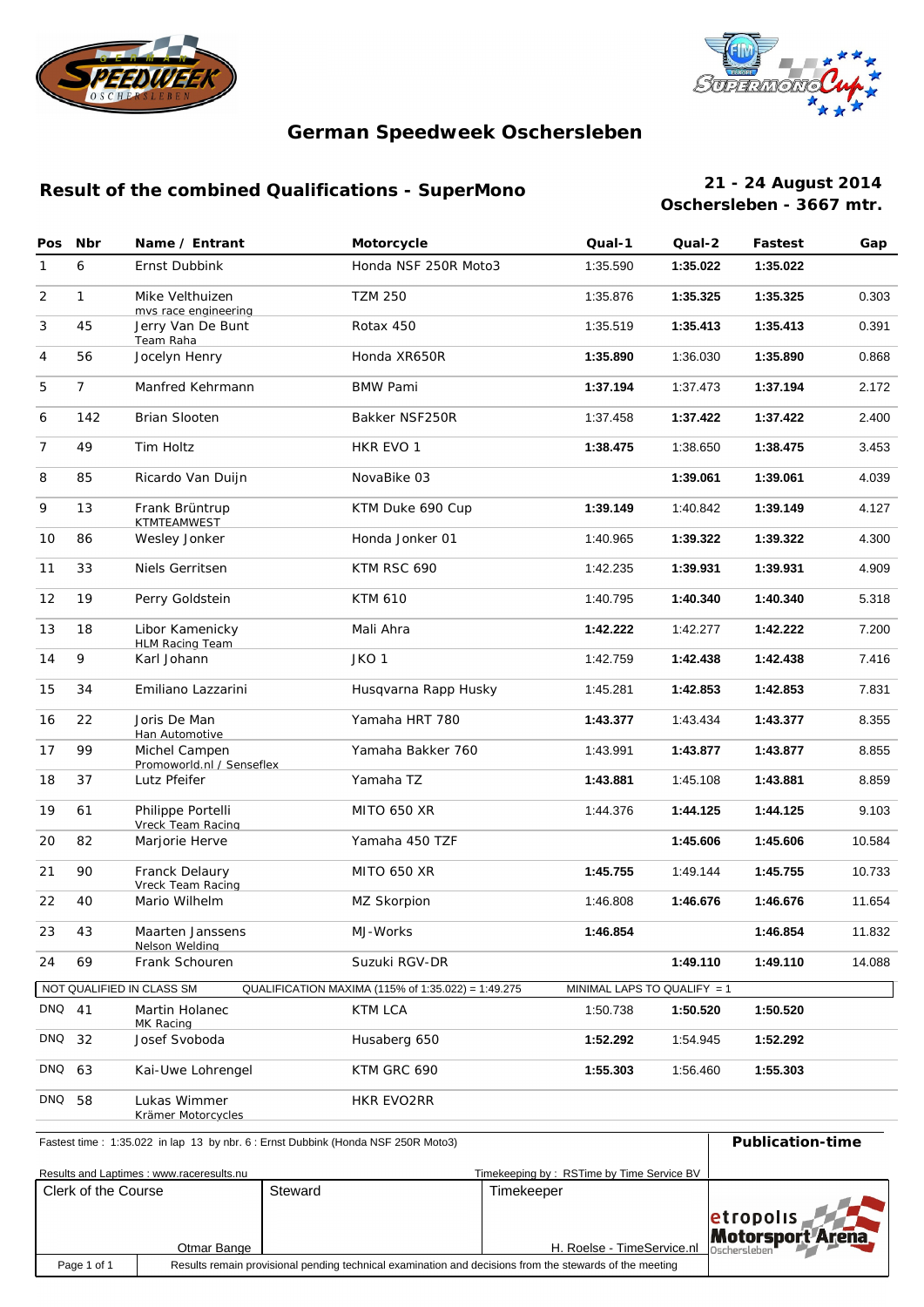# German Speedweek Oschersleben

## Result of the combined Qualifications - SuperMono

**21 - 24 August 2014**
**Oschersleben - 3667 mtr.**

| Pos | Nbr | Name / Entrant | Motorcycle | Qual-1 | Qual-2 | Fastest | Gap |
|---|---|---|---|---|---|---|---|
| 1 | 6 | Ernst Dubbink | Honda NSF 250R Moto3 | 1:35.590 | **1:35.022** | **1:35.022** | |
| 2 | 1 | Mike Velthuizen<br>mvs race engineering | TZM 250 | 1:35.876 | **1:35.325** | **1:35.325** | 0.303 |
| 3 | 45 | Jerry Van De Bunt<br>Team Raha | Rotax 450 | 1:35.519 | **1:35.413** | **1:35.413** | 0.391 |
| 4 | 56 | Jocelyn Henry | Honda XR650R | **1:35.890** | 1:36.030 | **1:35.890** | 0.868 |
| 5 | 7 | Manfred Kehrmann | BMW Pami | **1:37.194** | 1:37.473 | **1:37.194** | 2.172 |
| 6 | 142 | Brian Slooten | Bakker NSF250R | 1:37.458 | **1:37.422** | **1:37.422** | 2.400 |
| 7 | 49 | Tim Holtz | HKR EVO 1 | **1:38.475** | 1:38.650 | **1:38.475** | 3.453 |
| 8 | 85 | Ricardo Van Duijn | NovaBike 03 | | **1:39.061** | **1:39.061** | 4.039 |
| 9 | 13 | Frank Brüntrup<br>KTMTEAMWEST | KTM Duke 690 Cup | **1:39.149** | 1:40.842 | **1:39.149** | 4.127 |
| 10 | 86 | Wesley Jonker | Honda Jonker 01 | 1:40.965 | **1:39.322** | **1:39.322** | 4.300 |
| 11 | 33 | Niels Gerritsen | KTM RSC 690 | 1:42.235 | **1:39.931** | **1:39.931** | 4.909 |
| 12 | 19 | Perry Goldstein | KTM 610 | 1:40.795 | **1:40.340** | **1:40.340** | 5.318 |
| 13 | 18 | Libor Kamenicky<br>HLM Racing Team | Mali Ahra | **1:42.222** | 1:42.277 | **1:42.222** | 7.200 |
| 14 | 9 | Karl Johann | JKO 1 | 1:42.759 | **1:42.438** | **1:42.438** | 7.416 |
| 15 | 34 | Emiliano Lazzarini | Husqvarna Rapp Husky | 1:45.281 | **1:42.853** | **1:42.853** | 7.831 |
| 16 | 22 | Joris De Man<br>Han Automotive | Yamaha HRT 780 | **1:43.377** | 1:43.434 | **1:43.377** | 8.355 |
| 17 | 99 | Michel Campen<br>Promoworld.nl / Senseflex | Yamaha Bakker 760 | 1:43.991 | **1:43.877** | **1:43.877** | 8.855 |
| 18 | 37 | Lutz Pfeifer | Yamaha TZ | **1:43.881** | 1:45.108 | **1:43.881** | 8.859 |
| 19 | 61 | Philippe Portelli<br>Vreck Team Racing | MITO 650 XR | 1:44.376 | **1:44.125** | **1:44.125** | 9.103 |
| 20 | 82 | Marjorie Herve | Yamaha 450 TZF | | **1:45.606** | **1:45.606** | 10.584 |
| 21 | 90 | Franck Delaury<br>Vreck Team Racing | MITO 650 XR | **1:45.755** | 1:49.144 | **1:45.755** | 10.733 |
| 22 | 40 | Mario Wilhelm | MZ Skorpion | 1:46.808 | **1:46.676** | **1:46.676** | 11.654 |
| 23 | 43 | Maarten Janssens<br>Nelson Welding | MJ-Works | **1:46.854** | | **1:46.854** | 11.832 |
| 24 | 69 | Frank Schouren | Suzuki RGV-DR | | **1:49.110** | **1:49.110** | 14.088 |
| NOT QUALIFIED IN CLASS SM | | QUALIFICATION MAXIMA (115% of 1:35.022) = 1:49.275 | | MINIMAL LAPS TO QUALIFY = 1 | | | |
| DNQ | 41 | Martin Holanec<br>MK Racing | KTM LCA | 1:50.738 | **1:50.520** | **1:50.520** | |
| DNQ | 32 | Josef Svoboda | Husaberg 650 | **1:52.292** | 1:54.945 | **1:52.292** | |
| DNQ | 63 | Kai-Uwe Lohrengel | KTM GRC 690 | **1:55.303** | 1:56.460 | **1:55.303** | |
| DNQ | 58 | Lukas Wimmer<br>Krämer Motorcycles | HKR EVO2RR | | | | |

Fastest time : 1:35.022 in lap 13 by nbr. 6 : Ernst Dubbink (Honda NSF 250R Moto3)

**Publication-time**

Results and Laptimes : www.raceresults.nu

Timekeeping by : RSTime by Time Service BV

| Clerk of the Course | Steward | Timekeeper |
|---|---|---|
| Otmar Bange | | H. Roelse - TimeService.nl |

Results remain provisional pending technical examination and decisions from the stewards of the meeting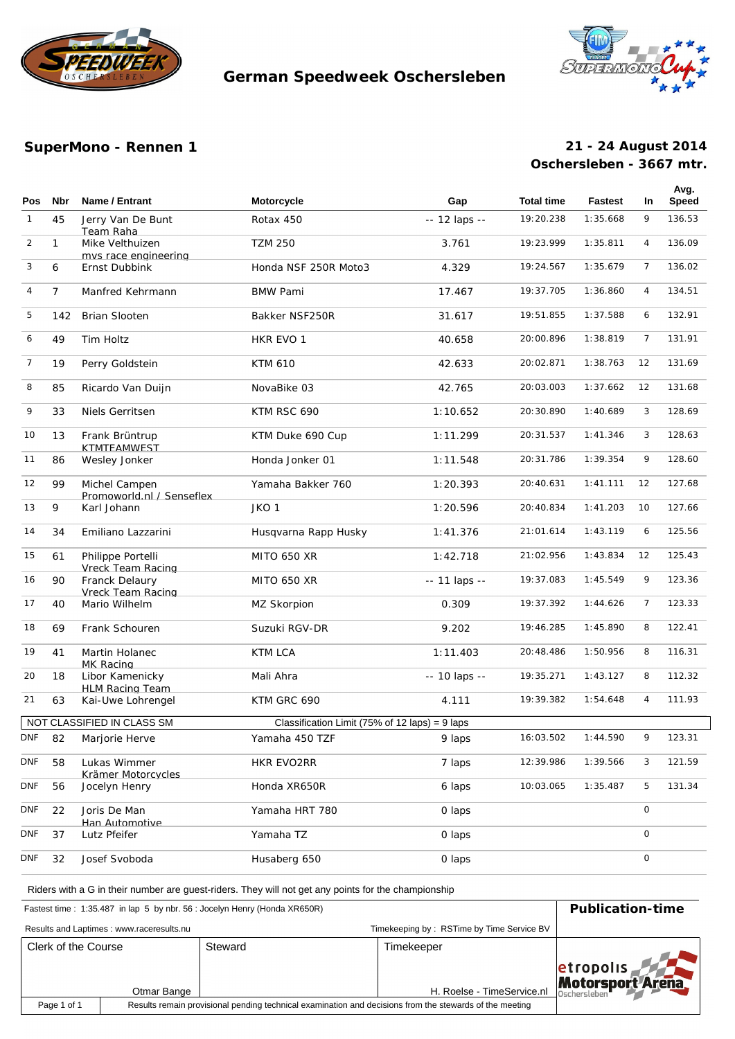# German Speedweek Oschersleben

## SuperMono - Rennen 1

**21 - 24 August 2014**
**Oschersleben - 3667 mtr.**

| Pos | Nbr | Name / Entrant | Motorcycle | Gap | Total time | Fastest | In | Avg. Speed |
|---|---|---|---|---|---|---|---|---|
| 1 | 45 | Jerry Van De Bunt<br>Team Raha | Rotax 450 | -- 12 laps -- | 19:20.238 | 1:35.668 | 9 | 136.53 |
| 2 | 1 | Mike Velthuizen<br>mvs race engineering | TZM 250 | 3.761 | 19:23.999 | 1:35.811 | 4 | 136.09 |
| 3 | 6 | Ernst Dubbink | Honda NSF 250R Moto3 | 4.329 | 19:24.567 | 1:35.679 | 7 | 136.02 |
| 4 | 7 | Manfred Kehrmann | BMW Pami | 17.467 | 19:37.705 | 1:36.860 | 4 | 134.51 |
| 5 | 142 | Brian Slooten | Bakker NSF250R | 31.617 | 19:51.855 | 1:37.588 | 6 | 132.91 |
| 6 | 49 | Tim Holtz | HKR EVO 1 | 40.658 | 20:00.896 | 1:38.819 | 7 | 131.91 |
| 7 | 19 | Perry Goldstein | KTM 610 | 42.633 | 20:02.871 | 1:38.763 | 12 | 131.69 |
| 8 | 85 | Ricardo Van Duijn | NovaBike 03 | 42.765 | 20:03.003 | 1:37.662 | 12 | 131.68 |
| 9 | 33 | Niels Gerritsen | KTM RSC 690 | 1:10.652 | 20:30.890 | 1:40.689 | 3 | 128.69 |
| 10 | 13 | Frank Brüntrup<br>KTMTEAMWEST | KTM Duke 690 Cup | 1:11.299 | 20:31.537 | 1:41.346 | 3 | 128.63 |
| 11 | 86 | Wesley Jonker | Honda Jonker 01 | 1:11.548 | 20:31.786 | 1:39.354 | 9 | 128.60 |
| 12 | 99 | Michel Campen<br>Promoworld.nl / Senseflex | Yamaha Bakker 760 | 1:20.393 | 20:40.631 | 1:41.111 | 12 | 127.68 |
| 13 | 9 | Karl Johann | JKO 1 | 1:20.596 | 20:40.834 | 1:41.203 | 10 | 127.66 |
| 14 | 34 | Emiliano Lazzarini | Husqvarna Rapp Husky | 1:41.376 | 21:01.614 | 1:43.119 | 6 | 125.56 |
| 15 | 61 | Philippe Portelli<br>Vreck Team Racing | MITO 650 XR | 1:42.718 | 21:02.956 | 1:43.834 | 12 | 125.43 |
| 16 | 90 | Franck Delaury<br>Vreck Team Racing | MITO 650 XR | -- 11 laps -- | 19:37.083 | 1:45.549 | 9 | 123.36 |
| 17 | 40 | Mario Wilhelm | MZ Skorpion | 0.309 | 19:37.392 | 1:44.626 | 7 | 123.33 |
| 18 | 69 | Frank Schouren | Suzuki RGV-DR | 9.202 | 19:46.285 | 1:45.890 | 8 | 122.41 |
| 19 | 41 | Martin Holanec<br>MK Racing | KTM LCA | 1:11.403 | 20:48.486 | 1:50.956 | 8 | 116.31 |
| 20 | 18 | Libor Kamenicky<br>HLM Racing Team | Mali Ahra | -- 10 laps -- | 19:35.271 | 1:43.127 | 8 | 112.32 |
| 21 | 63 | Kai-Uwe Lohrengel | KTM GRC 690 | 4.111 | 19:39.382 | 1:54.648 | 4 | 111.93 |
| NOT CLASSIFIED IN CLASS SM | | | Classification Limit (75% of 12 laps) = 9 laps | | | | | |
| DNF | 82 | Marjorie Herve | Yamaha 450 TZF | 9 laps | 16:03.502 | 1:44.590 | 9 | 123.31 |
| DNF | 58 | Lukas Wimmer<br>Krämer Motorcycles | HKR EVO2RR | 7 laps | 12:39.986 | 1:39.566 | 3 | 121.59 |
| DNF | 56 | Jocelyn Henry | Honda XR650R | 6 laps | 10:03.065 | 1:35.487 | 5 | 131.34 |
| DNF | 22 | Joris De Man<br>Han Automotive | Yamaha HRT 780 | 0 laps | | | 0 | |
| DNF | 37 | Lutz Pfeifer | Yamaha TZ | 0 laps | | | 0 | |
| DNF | 32 | Josef Svoboda | Husaberg 650 | 0 laps | | | 0 | |

Riders with a G in their number are guest-riders. They will not get any points for the championship

Fastest time : 1:35.487 in lap 5 by nbr. 56 : Jocelyn Henry (Honda XR650R)

**Publication-time**

Results and Laptimes : www.raceresults.nu

Timekeeping by : RSTime by Time Service BV

| Clerk of the Course | Steward | Timekeeper |
|---|---|---|
| Otmar Bange | | H. Roelse - TimeService.nl |

Results remain provisional pending technical examination and decisions from the stewards of the meeting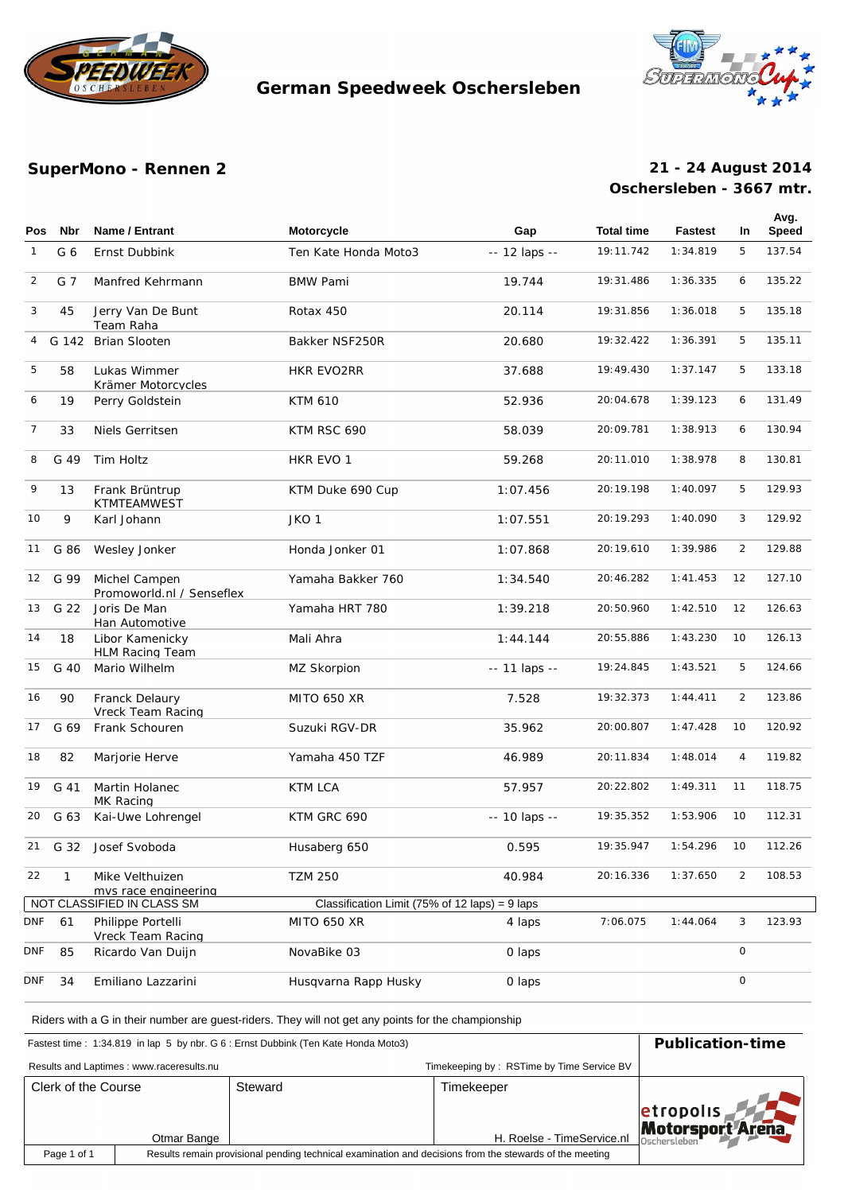# German Speedweek Oschersleben

## SuperMono - Rennen 2

**21 - 24 August 2014**
**Oschersleben - 3667 mtr.**

| Pos | Nbr | Name / Entrant | Motorcycle | Gap | Total time | Fastest | In | Avg. Speed |
|---|---|---|---|---|---|---|---|---|
| 1 | G 6 | Ernst Dubbink | Ten Kate Honda Moto3 | -- 12 laps -- | 19:11.742 | 1:34.819 | 5 | 137.54 |
| 2 | G 7 | Manfred Kehrmann | BMW Pami | 19.744 | 19:31.486 | 1:36.335 | 6 | 135.22 |
| 3 | 45 | Jerry Van De Bunt<br>Team Raha | Rotax 450 | 20.114 | 19:31.856 | 1:36.018 | 5 | 135.18 |
| 4 | G 142 | Brian Slooten | Bakker NSF250R | 20.680 | 19:32.422 | 1:36.391 | 5 | 135.11 |
| 5 | 58 | Lukas Wimmer<br>Krämer Motorcycles | HKR EVO2RR | 37.688 | 19:49.430 | 1:37.147 | 5 | 133.18 |
| 6 | 19 | Perry Goldstein | KTM 610 | 52.936 | 20:04.678 | 1:39.123 | 6 | 131.49 |
| 7 | 33 | Niels Gerritsen | KTM RSC 690 | 58.039 | 20:09.781 | 1:38.913 | 6 | 130.94 |
| 8 | G 49 | Tim Holtz | HKR EVO 1 | 59.268 | 20:11.010 | 1:38.978 | 8 | 130.81 |
| 9 | 13 | Frank Brüntrup<br>KTMTEAMWEST | KTM Duke 690 Cup | 1:07.456 | 20:19.198 | 1:40.097 | 5 | 129.93 |
| 10 | 9 | Karl Johann | JKO 1 | 1:07.551 | 20:19.293 | 1:40.090 | 3 | 129.92 |
| 11 | G 86 | Wesley Jonker | Honda Jonker 01 | 1:07.868 | 20:19.610 | 1:39.986 | 2 | 129.88 |
| 12 | G 99 | Michel Campen<br>Promoworld.nl / Senseflex | Yamaha Bakker 760 | 1:34.540 | 20:46.282 | 1:41.453 | 12 | 127.10 |
| 13 | G 22 | Joris De Man<br>Han Automotive | Yamaha HRT 780 | 1:39.218 | 20:50.960 | 1:42.510 | 12 | 126.63 |
| 14 | 18 | Libor Kamenicky<br>HLM Racing Team | Mali Ahra | 1:44.144 | 20:55.886 | 1:43.230 | 10 | 126.13 |
| 15 | G 40 | Mario Wilhelm | MZ Skorpion | -- 11 laps -- | 19:24.845 | 1:43.521 | 5 | 124.66 |
| 16 | 90 | Franck Delaury<br>Vreck Team Racing | MITO 650 XR | 7.528 | 19:32.373 | 1:44.411 | 2 | 123.86 |
| 17 | G 69 | Frank Schouren | Suzuki RGV-DR | 35.962 | 20:00.807 | 1:47.428 | 10 | 120.92 |
| 18 | 82 | Marjorie Herve | Yamaha 450 TZF | 46.989 | 20:11.834 | 1:48.014 | 4 | 119.82 |
| 19 | G 41 | Martin Holanec<br>MK Racing | KTM LCA | 57.957 | 20:22.802 | 1:49.311 | 11 | 118.75 |
| 20 | G 63 | Kai-Uwe Lohrengel | KTM GRC 690 | -- 10 laps -- | 19:35.352 | 1:53.906 | 10 | 112.31 |
| 21 | G 32 | Josef Svoboda | Husaberg 650 | 0.595 | 19:35.947 | 1:54.296 | 10 | 112.26 |
| 22 | 1 | Mike Velthuizen<br>mys race engineering | TZM 250 | 40.984 | 20:16.336 | 1:37.650 | 2 | 108.53 |
| NOT CLASSIFIED IN CLASS SM | | | Classification Limit (75% of 12 laps) = 9 laps | | | | | |
| DNF | 61 | Philippe Portelli<br>Vreck Team Racing | MITO 650 XR | 4 laps | 7:06.075 | 1:44.064 | 3 | 123.93 |
| DNF | 85 | Ricardo Van Duijn | NovaBike 03 | 0 laps | | | 0 | |
| DNF | 34 | Emiliano Lazzarini | Husqvarna Rapp Husky | 0 laps | | | 0 | |

Riders with a G in their number are guest-riders. They will not get any points for the championship

Fastest time : 1:34.819 in lap 5 by nbr. G 6 : Ernst Dubbink (Ten Kate Honda Moto3)

**Publication-time**

Results and Laptimes : www.raceresults.nu

Timekeeping by : RSTime by Time Service BV

| Clerk of the Course | Steward | Timekeeper |
|---|---|---|
| Otmar Bange | | H. Roelse - TimeService.nl |

Results remain provisional pending technical examination and decisions from the stewards of the meeting